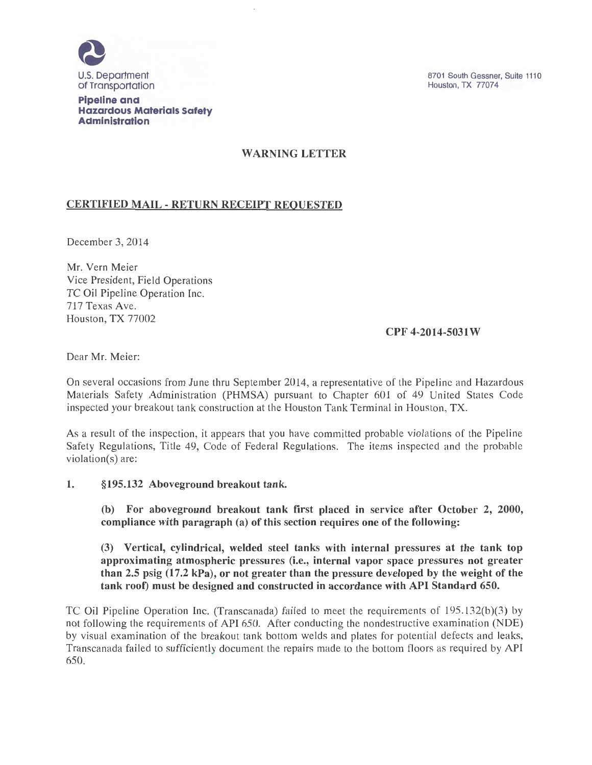U.S. Department of Transportation

**Pipeline and Hazardous Materials Safety Administration**

8701 South Gessner, Suite 1110
Houston, TX 77074

## WARNING LETTER

**CERTIFIED MAIL - RETURN RECEIPT REQUESTED**

December 3, 2014

Mr. Vern Meier
Vice President, Field Operations
TC Oil Pipeline Operation Inc.
717 Texas Ave.
Houston, TX 77002

**CPF 4-2014-5031W**

Dear Mr. Meier:

On several occasions from June thru September 2014, a representative of the Pipeline and Hazardous Materials Safety Administration (PHMSA) pursuant to Chapter 601 of 49 United States Code inspected your breakout tank construction at the Houston Tank Terminal in Houston, TX.

As a result of the inspection, it appears that you have committed probable violations of the Pipeline Safety Regulations, Title 49, Code of Federal Regulations. The items inspected and the probable violation(s) are:

**1. §195.132 Aboveground breakout tank.**

**(b) For aboveground breakout tank first placed in service after October 2, 2000, compliance with paragraph (a) of this section requires one of the following:**

**(3) Vertical, cylindrical, welded steel tanks with internal pressures at the tank top approximating atmospheric pressures (i.e., internal vapor space pressures not greater than 2.5 psig (17.2 kPa), or not greater than the pressure developed by the weight of the tank roof) must be designed and constructed in accordance with API Standard 650.**

TC Oil Pipeline Operation Inc. (Transcanada) failed to meet the requirements of 195.132(b)(3) by not following the requirements of API 650. After conducting the nondestructive examination (NDE) by visual examination of the breakout tank bottom welds and plates for potential defects and leaks, Transcanada failed to sufficiently document the repairs made to the bottom floors as required by API 650.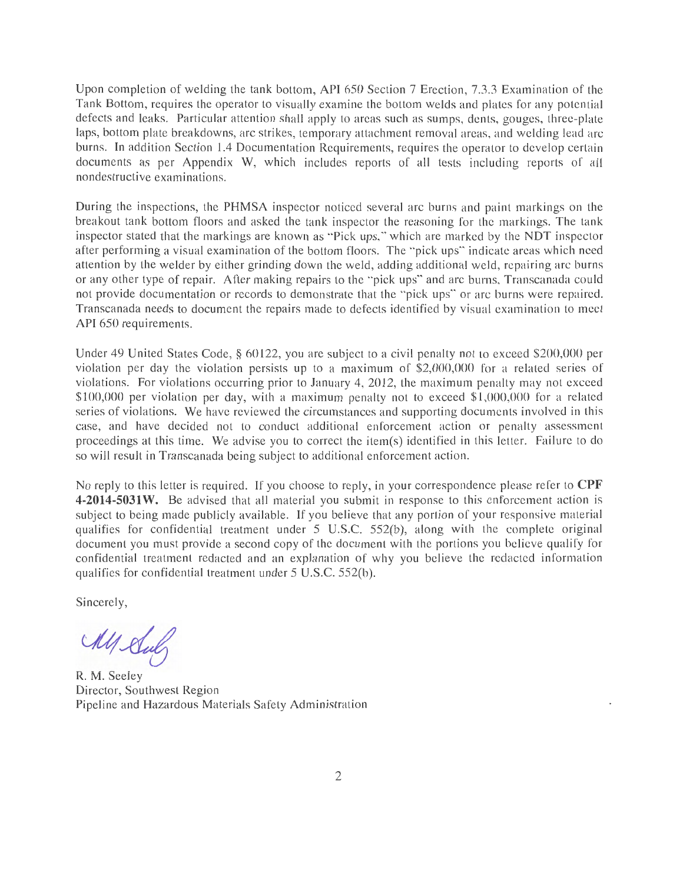Upon completion of welding the tank bottom, API 650 Section 7 Erection, 7.3.3 Examination of the Tank Bottom, requires the operator to visually examine the bottom welds and plates for any potential defects and leaks. Particular attention shall apply to areas such as sumps, dents, gouges, three-plate laps, bottom plate breakdowns, arc strikes, temporary attachment removal areas, and welding lead arc burns. In addition Section 1.4 Documentation Requirements, requires the operator to develop certain documents as per Appendix W, which includes reports of all tests including reports of all nondestructive examinations.

During the inspections, the PHMSA inspector noticed several arc burns and paint markings on the breakout tank bottom floors and asked the tank inspector the reasoning for the markings. The tank inspector stated that the markings are known as "Pick ups," which are marked by the NDT inspector after performing a visual examination of the bottom floors. The "pick ups" indicate areas which need attention by the welder by either grinding down the weld, adding additional weld, repairing arc burns or any other type of repair. After making repairs to the "pick ups" and arc burns, Transcanada could not provide documentation or records to demonstrate that the "pick ups" or arc burns were repaired. Transcanada needs to document the repairs made to defects identified by visual examination to meet API 650 requirements.

Under 49 United States Code, § 60122, you are subject to a civil penalty not to exceed $200,000 per violation per day the violation persists up to a maximum of $2,000,000 for a related series of violations. For violations occurring prior to January 4, 2012, the maximum penalty may not exceed $100,000 per violation per day, with a maximum penalty not to exceed $1,000,000 for a related series of violations. We have reviewed the circumstances and supporting documents involved in this case, and have decided not to conduct additional enforcement action or penalty assessment proceedings at this time. We advise you to correct the item(s) identified in this letter. Failure to do so will result in Transcanada being subject to additional enforcement action.

No reply to this letter is required. If you choose to reply, in your correspondence please refer to **CPF 4-2014-5031W.** Be advised that all material you submit in response to this enforcement action is subject to being made publicly available. If you believe that any portion of your responsive material qualifies for confidential treatment under 5 U.S.C. 552(b), along with the complete original document you must provide a second copy of the document with the portions you believe qualify for confidential treatment redacted and an explanation of why you believe the redacted information qualifies for confidential treatment under 5 U.S.C. 552(b).

Sincerely,

R. M. Seeley
Director, Southwest Region
Pipeline and Hazardous Materials Safety Administration